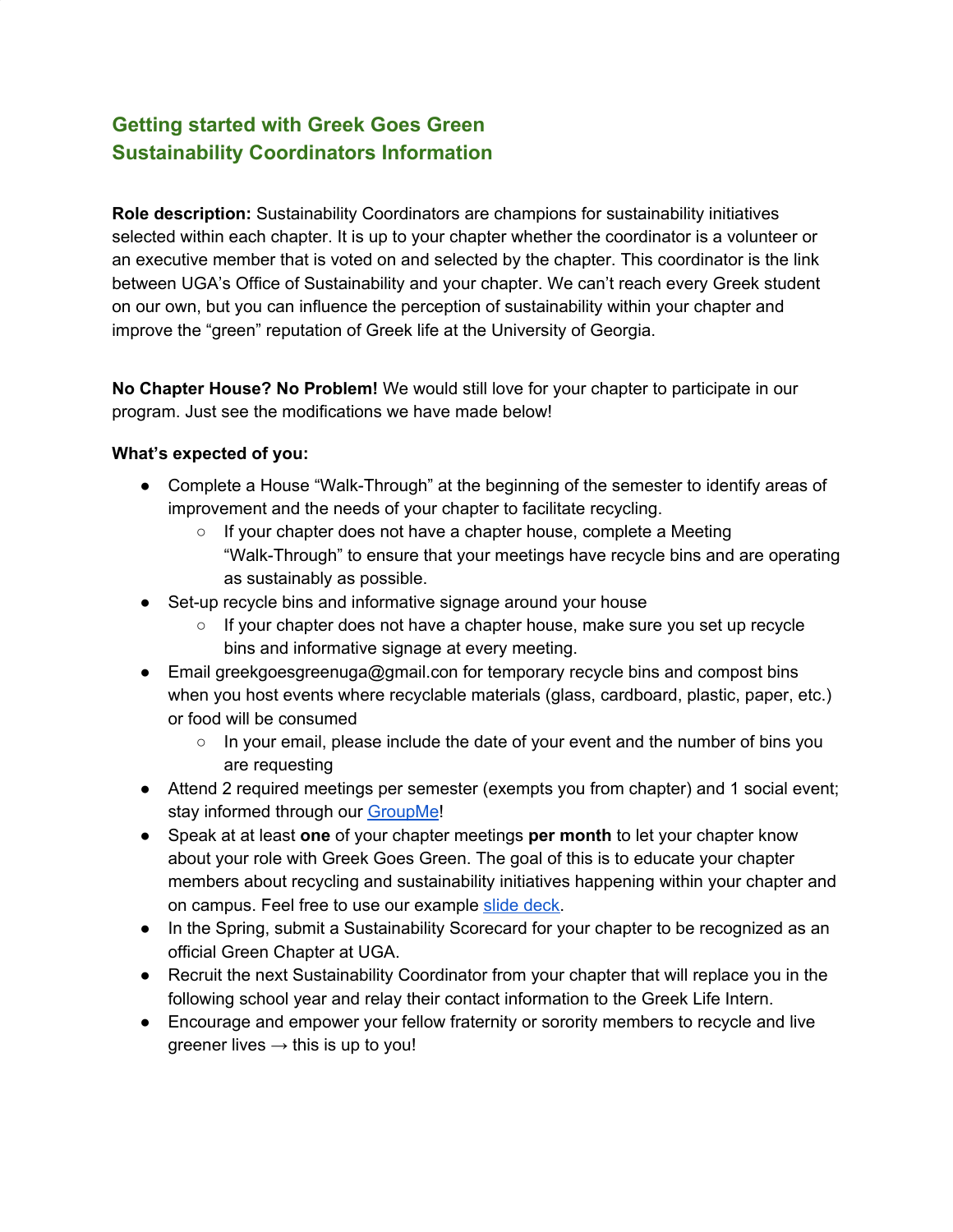# Getting started with Greek Goes Green
# Sustainability Coordinators Information

**Role description:** Sustainability Coordinators are champions for sustainability initiatives selected within each chapter. It is up to your chapter whether the coordinator is a volunteer or an executive member that is voted on and selected by the chapter. This coordinator is the link between UGA's Office of Sustainability and your chapter. We can't reach every Greek student on our own, but you can influence the perception of sustainability within your chapter and improve the "green" reputation of Greek life at the University of Georgia.

**No Chapter House? No Problem!** We would still love for your chapter to participate in our program. Just see the modifications we have made below!

**What's expected of you:**

- Complete a House "Walk-Through" at the beginning of the semester to identify areas of improvement and the needs of your chapter to facilitate recycling.
  - If your chapter does not have a chapter house, complete a Meeting "Walk-Through" to ensure that your meetings have recycle bins and are operating as sustainably as possible.
- Set-up recycle bins and informative signage around your house
  - If your chapter does not have a chapter house, make sure you set up recycle bins and informative signage at every meeting.
- Email greekgoesgreenuga@gmail.con for temporary recycle bins and compost bins when you host events where recyclable materials (glass, cardboard, plastic, paper, etc.) or food will be consumed
  - In your email, please include the date of your event and the number of bins you are requesting
- Attend 2 required meetings per semester (exempts you from chapter) and 1 social event; stay informed through our GroupMe!
- Speak at at least **one** of your chapter meetings **per month** to let your chapter know about your role with Greek Goes Green. The goal of this is to educate your chapter members about recycling and sustainability initiatives happening within your chapter and on campus. Feel free to use our example slide deck.
- In the Spring, submit a Sustainability Scorecard for your chapter to be recognized as an official Green Chapter at UGA.
- Recruit the next Sustainability Coordinator from your chapter that will replace you in the following school year and relay their contact information to the Greek Life Intern.
- Encourage and empower your fellow fraternity or sorority members to recycle and live greener lives → this is up to you!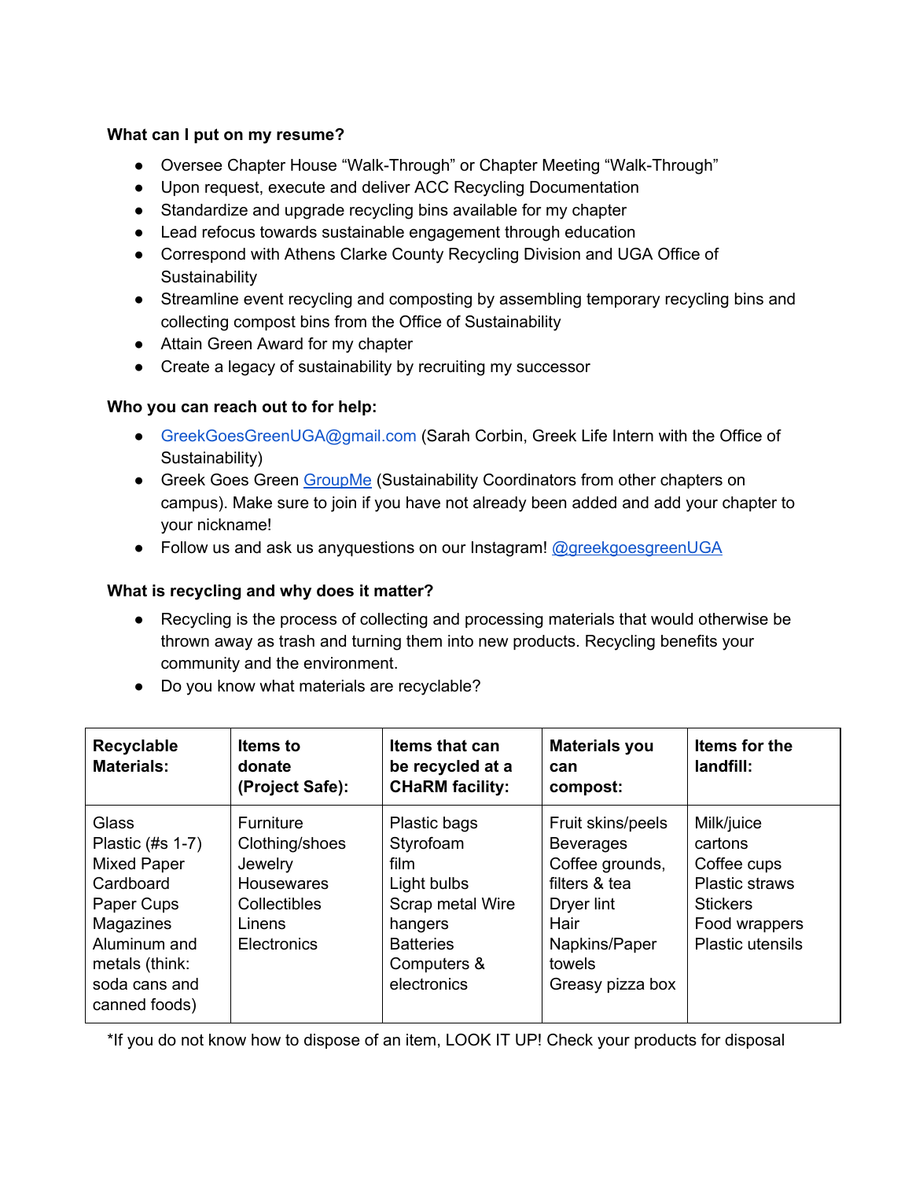**What can I put on my resume?**

- Oversee Chapter House "Walk-Through" or Chapter Meeting "Walk-Through"
- Upon request, execute and deliver ACC Recycling Documentation
- Standardize and upgrade recycling bins available for my chapter
- Lead refocus towards sustainable engagement through education
- Correspond with Athens Clarke County Recycling Division and UGA Office of Sustainability
- Streamline event recycling and composting by assembling temporary recycling bins and collecting compost bins from the Office of Sustainability
- Attain Green Award for my chapter
- Create a legacy of sustainability by recruiting my successor

**Who you can reach out to for help:**

- GreekGoesGreenUGA@gmail.com (Sarah Corbin, Greek Life Intern with the Office of Sustainability)
- Greek Goes Green GroupMe (Sustainability Coordinators from other chapters on campus). Make sure to join if you have not already been added and add your chapter to your nickname!
- Follow us and ask us anyquestions on our Instagram! @greekgoesgreenUGA

**What is recycling and why does it matter?**

- Recycling is the process of collecting and processing materials that would otherwise be thrown away as trash and turning them into new products. Recycling benefits your community and the environment.
- Do you know what materials are recyclable?

| **Recyclable Materials:** | **Items to donate (Project Safe):** | **Items that can be recycled at a CHaRM facility:** | **Materials you can compost:** | **Items for the landfill:** |
|---|---|---|---|---|
| Glass<br>Plastic (#s 1-7)<br>Mixed Paper<br>Cardboard<br>Paper Cups<br>Magazines<br>Aluminum and metals (think: soda cans and canned foods) | Furniture<br>Clothing/shoes<br>Jewelry<br>Housewares<br>Collectibles<br>Linens<br>Electronics | Plastic bags<br>Styrofoam<br>film<br>Light bulbs<br>Scrap metal Wire hangers<br>Batteries<br>Computers & electronics | Fruit skins/peels<br>Beverages<br>Coffee grounds, filters & tea<br>Dryer lint<br>Hair<br>Napkins/Paper towels<br>Greasy pizza box | Milk/juice cartons<br>Coffee cups<br>Plastic straws<br>Stickers<br>Food wrappers<br>Plastic utensils |

*If you do not know how to dispose of an item, LOOK IT UP! Check your products for disposal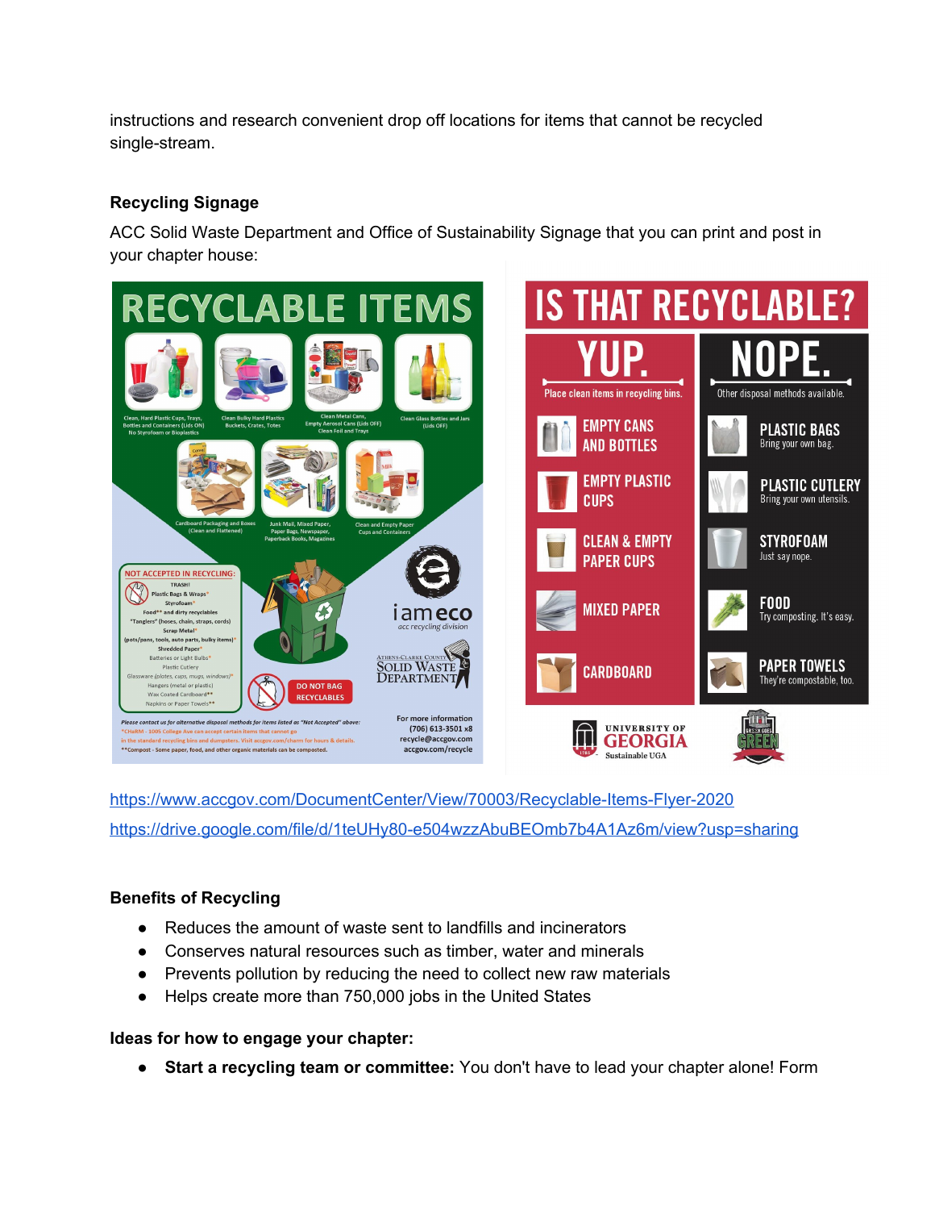instructions and research convenient drop off locations for items that cannot be recycled single-stream.

**Recycling Signage**

ACC Solid Waste Department and Office of Sustainability Signage that you can print and post in your chapter house:

## RECYCLABLE ITEMS

- Clean, Hard Plastic Cups, Trays, Bottles and Containers (Lids ON) No Styrofoam or Bioplastics
- Clean Bulky Hard Plastics Buckets, Crates, Totes
- Clean Metal Cans, Empty Aerosol Cans (Lids OFF) Clean Foil and Trays
- Clean Glass Bottles and Jars (Lids OFF)
- Cardboard Packaging and Boxes (Clean and Flattened)
- Junk Mail, Mixed Paper, Paper Bags, Newspaper, Paperback Books, Magazines
- Clean and Empty Paper Cups and Containers

**NOT ACCEPTED IN RECYCLING:**

- TRASH!
- Plastic Bags & Wraps*
- Styrofoam*
- Food** and dirty recyclables
- "Tanglers" (hoses, chain, straps, cords)
- Scrap Metal* (pots/pans, tools, auto parts, bulky items)*
- Shredded Paper*
- Batteries or Light Bulbs*
- Plastic Cutlery
- Glassware (plates, cups, mugs, windows)*
- Hangers (metal or plastic)
- Wax Coated Cardboard**
- Napkins or Paper Towels**

DO NOT BAG RECYCLABLES

iameco acc recycling division

Athens-Clarke County Solid Waste Department

Please contact us for alternative disposal methods for items listed as "Not Accepted" above:
*CHaRM - 1005 College Ave can accept certain items that cannot go in the standard recycling bins and dumpsters. Visit accgov.com/charm for hours & details.
**Compost - Some paper, food, and other organic materials can be composted.

For more information (706) 613-3501 x8 recycle@accgov.com accgov.com/recycle

## IS THAT RECYCLABLE?

| YUP. Place clean items in recycling bins. | NOPE. Other disposal methods available. |
| --- | --- |
| EMPTY CANS AND BOTTLES | PLASTIC BAGS Bring your own bag. |
| EMPTY PLASTIC CUPS | PLASTIC CUTLERY Bring your own utensils. |
| CLEAN & EMPTY PAPER CUPS | STYROFOAM Just say nope. |
| MIXED PAPER | FOOD Try composting. It's easy. |
| CARDBOARD | PAPER TOWELS They're compostable, too. |

University of Georgia Sustainable UGA — Green Goes Green

https://www.accgov.com/DocumentCenter/View/70003/Recyclable-Items-Flyer-2020

https://drive.google.com/file/d/1teUHy80-e504wzzAbuBEOmb7b4A1Az6m/view?usp=sharing

**Benefits of Recycling**

- Reduces the amount of waste sent to landfills and incinerators
- Conserves natural resources such as timber, water and minerals
- Prevents pollution by reducing the need to collect new raw materials
- Helps create more than 750,000 jobs in the United States

**Ideas for how to engage your chapter:**

- **Start a recycling team or committee:** You don't have to lead your chapter alone! Form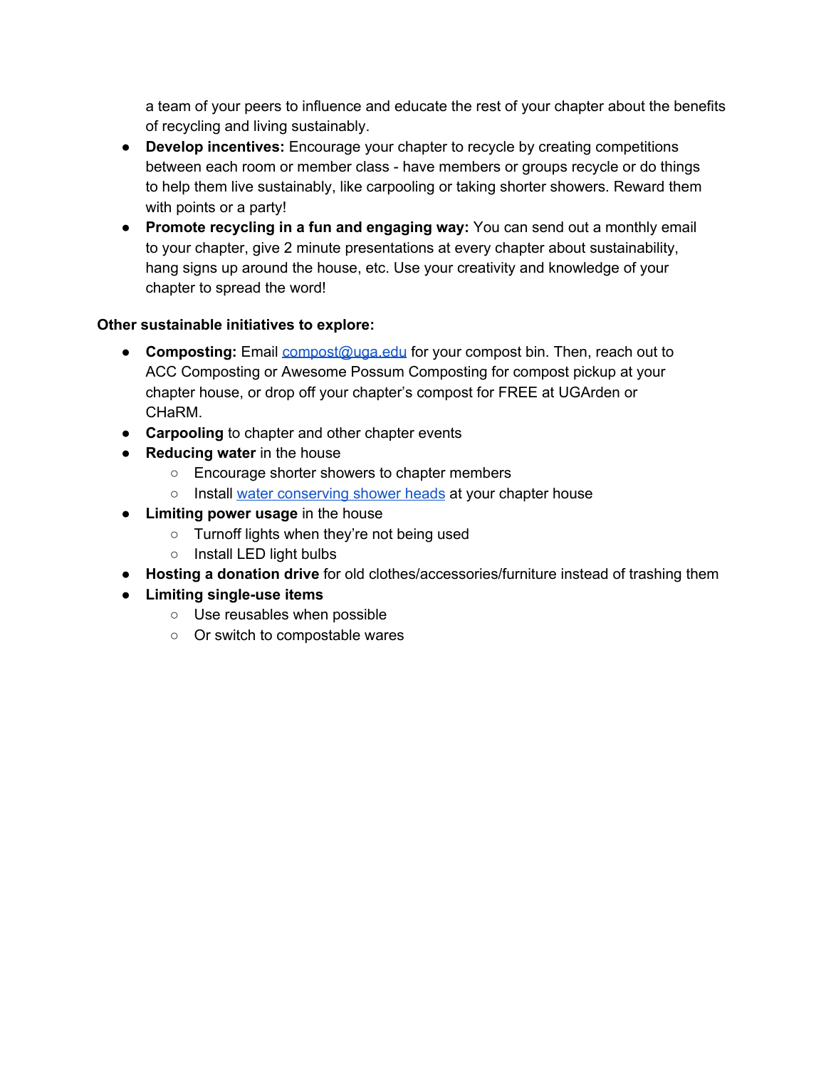a team of your peers to influence and educate the rest of your chapter about the benefits of recycling and living sustainably.

- **Develop incentives:** Encourage your chapter to recycle by creating competitions between each room or member class - have members or groups recycle or do things to help them live sustainably, like carpooling or taking shorter showers. Reward them with points or a party!
- **Promote recycling in a fun and engaging way:** You can send out a monthly email to your chapter, give 2 minute presentations at every chapter about sustainability, hang signs up around the house, etc. Use your creativity and knowledge of your chapter to spread the word!

**Other sustainable initiatives to explore:**

- **Composting:** Email compost@uga.edu for your compost bin. Then, reach out to ACC Composting or Awesome Possum Composting for compost pickup at your chapter house, or drop off your chapter's compost for FREE at UGArden or CHaRM.
- **Carpooling** to chapter and other chapter events
- **Reducing water** in the house
  - Encourage shorter showers to chapter members
  - Install water conserving shower heads at your chapter house
- **Limiting power usage** in the house
  - Turnoff lights when they're not being used
  - Install LED light bulbs
- **Hosting a donation drive** for old clothes/accessories/furniture instead of trashing them
- **Limiting single-use items**
  - Use reusables when possible
  - Or switch to compostable wares